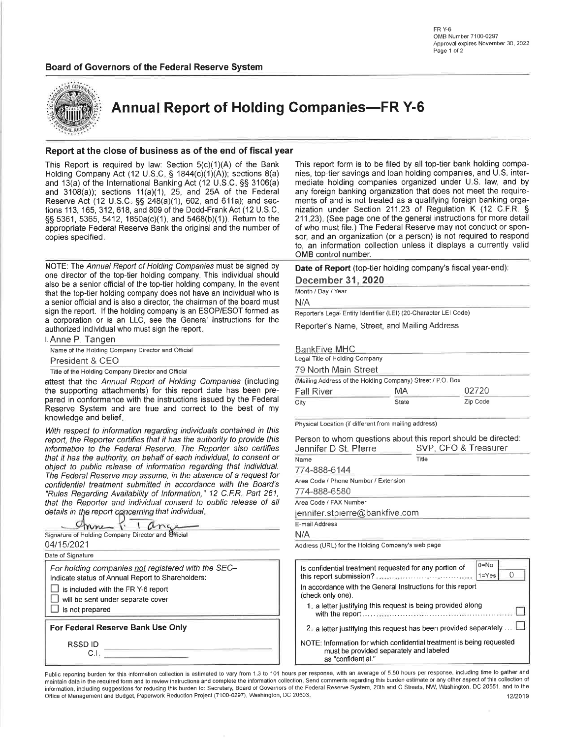FR Y-6
OMB Number 7100-0297
Approval expires November 30, 2022

**Board of Governors of the Federal Reserve System**

# Annual Report of Holding Companies—FR Y-6

## Report at the close of business as of the end of fiscal year

This Report is required by law: Section 5(c)(1)(A) of the Bank Holding Company Act (12 U.S.C. § 1844(c)(1)(A)); sections 8(a) and 13(a) of the International Banking Act (12 U.S.C. §§ 3106(a) and 3108(a)); sections 11(a)(1), 25, and 25A of the Federal Reserve Act (12 U.S.C. §§ 248(a)(1), 602, and 611a); and sections 113, 165, 312, 618, and 809 of the Dodd-Frank Act (12 U.S.C. §§ 5361, 5365, 5412, 1850a(c)(1), and 5468(b)(1)). Return to the appropriate Federal Reserve Bank the original and the number of copies specified.

This report form is to be filed by all top-tier bank holding companies, top-tier savings and loan holding companies, and U.S. intermediate holding companies organized under U.S. law, and by any foreign banking organization that does not meet the requirements of and is not treated as a qualifying foreign banking organization under Section 211.23 of Regulation K (12 C.F.R. § 211.23). (See page one of the general instructions for more detail of who must file.) The Federal Reserve may not conduct or sponsor, and an organization (or a person) is not required to respond to, an information collection unless it displays a currently valid OMB control number.

NOTE: The *Annual Report of Holding Companies* must be signed by one director of the top-tier holding company. This individual should also be a senior official of the top-tier holding company. In the event that the top-tier holding company does not have an individual who is a senior official and is also a director, the chairman of the board must sign the report. If the holding company is an ESOP/ESOT formed as a corporation or is an LLC, see the General Instructions for the authorized individual who must sign the report.

I, Anne P. Tangen
Name of the Holding Company Director and Official

President & CEO
Title of the Holding Company Director and Official

attest that the *Annual Report of Holding Companies* (including the supporting attachments) for this report date has been prepared in conformance with the instructions issued by the Federal Reserve System and are true and correct to the best of my knowledge and belief.

*With respect to information regarding individuals contained in this report, the Reporter certifies that it has the authority to provide this information to the Federal Reserve. The Reporter also certifies that it has the authority, on behalf of each individual, to consent or object to public release of information regarding that individual. The Federal Reserve may assume, in the absence of a request for confidential treatment submitted in accordance with the Board's "Rules Regarding Availability of Information," 12 C.F.R. Part 261, that the Reporter and individual consent to public release of all details in the report concerning that individual.*

Anne P. Tangen
Signature of Holding Company Director and Official

04/15/2021
Date of Signature

*For holding companies not registered with the SEC–*
Indicate status of Annual Report to Shareholders:

- ☐ is included with the FR Y-6 report
- ☐ will be sent under separate cover
- ☐ is not prepared

**For Federal Reserve Bank Use Only**

RSSD ID ______
C.I. ______

**Date of Report** (top-tier holding company's fiscal year-end):

**December 31, 2020**
Month / Day / Year

N/A
Reporter's Legal Entity Identifier (LEI) (20-Character LEI Code)

Reporter's Name, Street, and Mailing Address

BankFive MHC
Legal Title of Holding Company

79 North Main Street
(Mailing Address of the Holding Company) Street / P.O. Box

| Fall River | MA | 02720 |
|---|---|---|
| City | State | Zip Code |

Physical Location (if different from mailing address)

Person to whom questions about this report should be directed:

| Jennifer D St. Pierre | SVP, CFO & Treasurer |
|---|---|
| Name | Title |

774-888-6144
Area Code / Phone Number / Extension

774-888-6580
Area Code / FAX Number

jennifer.stpierre@bankfive.com
E-mail Address

N/A
Address (URL) for the Holding Company's web page

Is confidential treatment requested for any portion of this report submission? (0=No, 1=Yes) 0

In accordance with the General Instructions for this report (check only one),

1. a letter justifying this request is being provided along with the report ☐
2. a letter justifying this request has been provided separately ☐

NOTE: Information for which confidential treatment is being requested must be provided separately and labeled as "confidential."

Public reporting burden for this information collection is estimated to vary from 1.3 to 101 hours per response, with an average of 5.50 hours per response, including time to gather and maintain data in the required form and to review instructions and complete the information collection. Send comments regarding this burden estimate or any other aspect of this collection of information, including suggestions for reducing this burden to: Secretary, Board of Governors of the Federal Reserve System, 20th and C Streets, NW, Washington, DC 20551, and to the Office of Management and Budget, Paperwork Reduction Project (7100-0297), Washington, DC 20503.

12/2019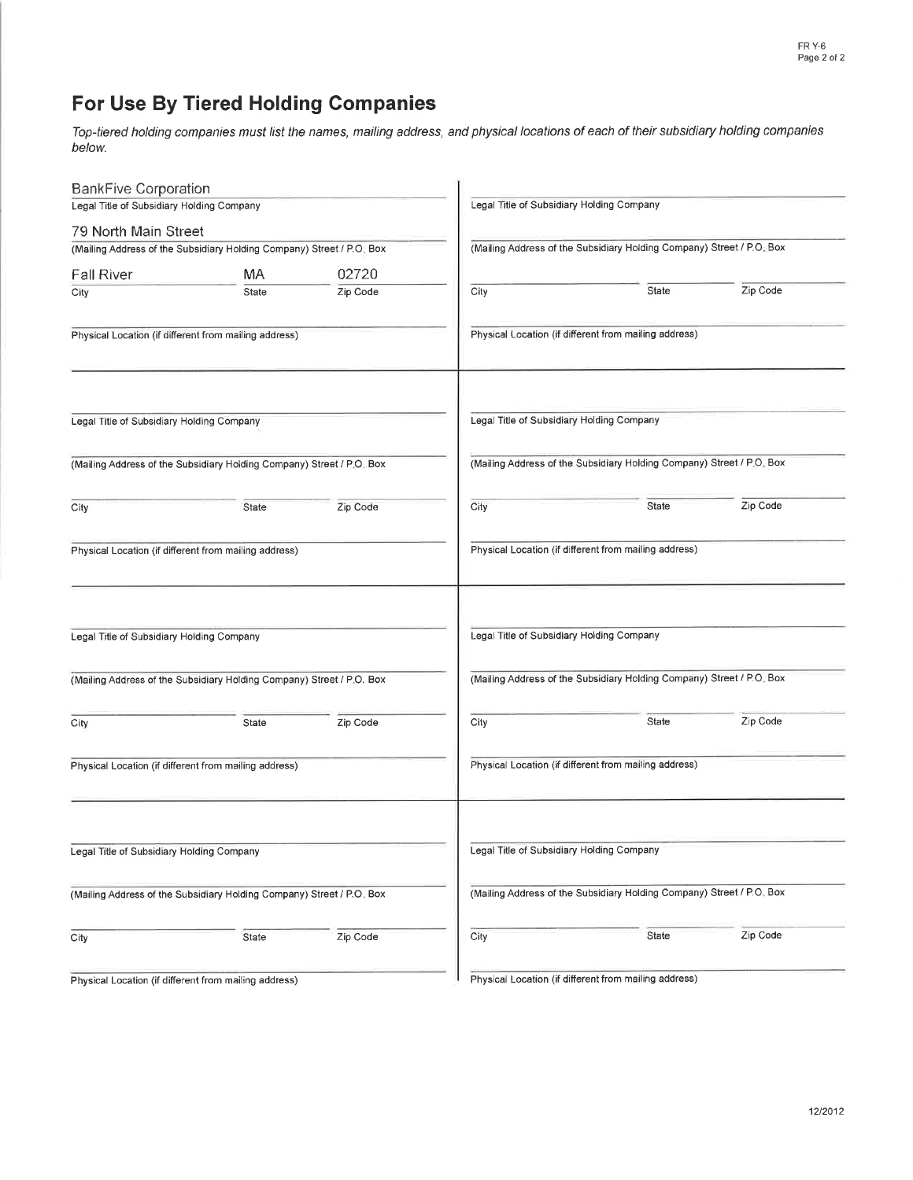# For Use By Tiered Holding Companies

*Top-tiered holding companies must list the names, mailing address, and physical locations of each of their subsidiary holding companies below.*

BankFive Corporation
Legal Title of Subsidiary Holding Company

79 North Main Street
(Mailing Address of the Subsidiary Holding Company) Street / P.O. Box

| City | State | Zip Code |
|---|---|---|
| Fall River | MA | 02720 |

Physical Location (if different from mailing address)

---

Legal Title of Subsidiary Holding Company

(Mailing Address of the Subsidiary Holding Company) Street / P.O. Box

City &nbsp;&nbsp;&nbsp; State &nbsp;&nbsp;&nbsp; Zip Code

Physical Location (if different from mailing address)

---

Legal Title of Subsidiary Holding Company

(Mailing Address of the Subsidiary Holding Company) Street / P.O. Box

City &nbsp;&nbsp;&nbsp; State &nbsp;&nbsp;&nbsp; Zip Code

Physical Location (if different from mailing address)

---

Legal Title of Subsidiary Holding Company

(Mailing Address of the Subsidiary Holding Company) Street / P.O. Box

City &nbsp;&nbsp;&nbsp; State &nbsp;&nbsp;&nbsp; Zip Code

Physical Location (if different from mailing address)

---

Legal Title of Subsidiary Holding Company

(Mailing Address of the Subsidiary Holding Company) Street / P.O. Box

City &nbsp;&nbsp;&nbsp; State &nbsp;&nbsp;&nbsp; Zip Code

Physical Location (if different from mailing address)

---

Legal Title of Subsidiary Holding Company

(Mailing Address of the Subsidiary Holding Company) Street / P.O. Box

City &nbsp;&nbsp;&nbsp; State &nbsp;&nbsp;&nbsp; Zip Code

Physical Location (if different from mailing address)

---

Legal Title of Subsidiary Holding Company

(Mailing Address of the Subsidiary Holding Company) Street / P.O. Box

City &nbsp;&nbsp;&nbsp; State &nbsp;&nbsp;&nbsp; Zip Code

Physical Location (if different from mailing address)

---

Legal Title of Subsidiary Holding Company

(Mailing Address of the Subsidiary Holding Company) Street / P.O. Box

City &nbsp;&nbsp;&nbsp; State &nbsp;&nbsp;&nbsp; Zip Code

Physical Location (if different from mailing address)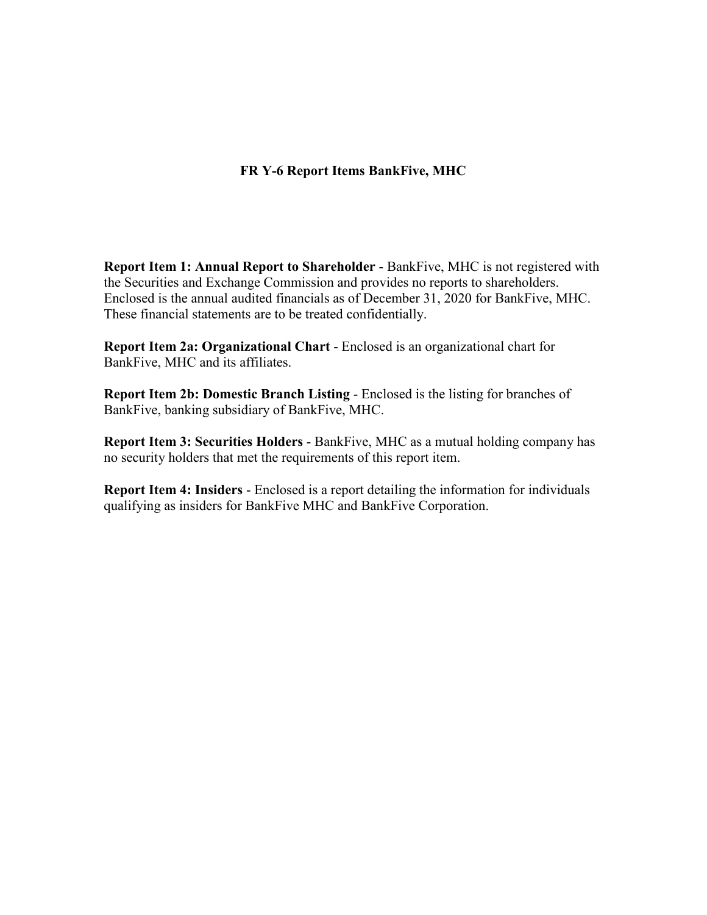# FR Y-6 Report Items BankFive, MHC

**Report Item 1: Annual Report to Shareholder** - BankFive, MHC is not registered with the Securities and Exchange Commission and provides no reports to shareholders. Enclosed is the annual audited financials as of December 31, 2020 for BankFive, MHC. These financial statements are to be treated confidentially.

**Report Item 2a: Organizational Chart** - Enclosed is an organizational chart for BankFive, MHC and its affiliates.

**Report Item 2b: Domestic Branch Listing** - Enclosed is the listing for branches of BankFive, banking subsidiary of BankFive, MHC.

**Report Item 3: Securities Holders** - BankFive, MHC as a mutual holding company has no security holders that met the requirements of this report item.

**Report Item 4: Insiders** - Enclosed is a report detailing the information for individuals qualifying as insiders for BankFive MHC and BankFive Corporation.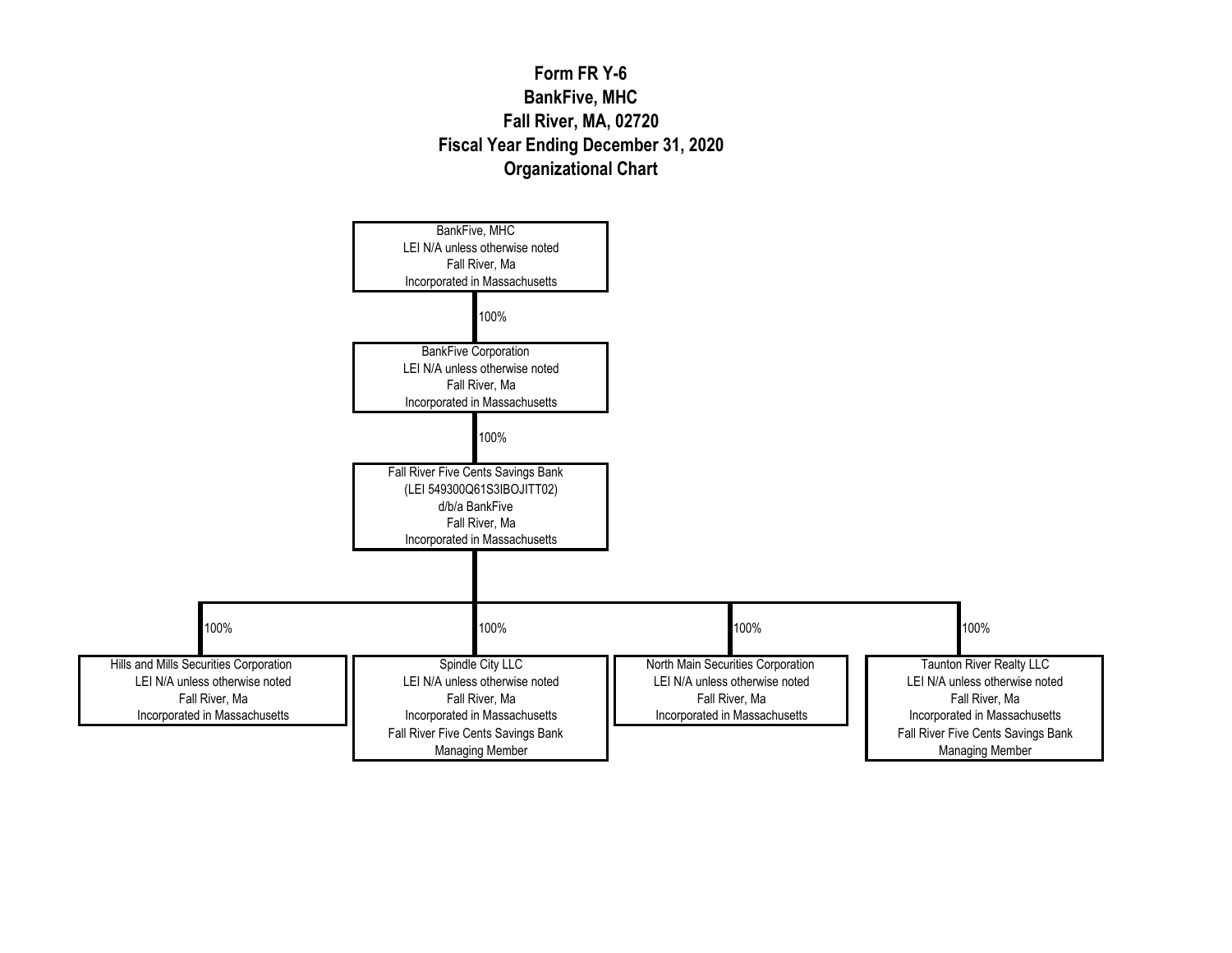# Form FR Y-6
# BankFive, MHC
# Fall River, MA, 02720
# Fiscal Year Ending December 31, 2020
# Organizational Chart

BankFive, MHC
LEI N/A unless otherwise noted
Fall River, Ma
Incorporated in Massachusetts

100%

BankFive Corporation
LEI N/A unless otherwise noted
Fall River, Ma
Incorporated in Massachusetts

100%

Fall River Five Cents Savings Bank
(LEI 549300Q61S3IBOJITT02)
d/b/a BankFive
Fall River, Ma
Incorporated in Massachusetts

100%

Hills and Mills Securities Corporation
LEI N/A unless otherwise noted
Fall River, Ma
Incorporated in Massachusetts

100%

Spindle City LLC
LEI N/A unless otherwise noted
Fall River, Ma
Incorporated in Massachusetts
Fall River Five Cents Savings Bank
Managing Member

100%

North Main Securities Corporation
LEI N/A unless otherwise noted
Fall River, Ma
Incorporated in Massachusetts

100%

Taunton River Realty LLC
LEI N/A unless otherwise noted
Fall River, Ma
Incorporated in Massachusetts
Fall River Five Cents Savings Bank
Managing Member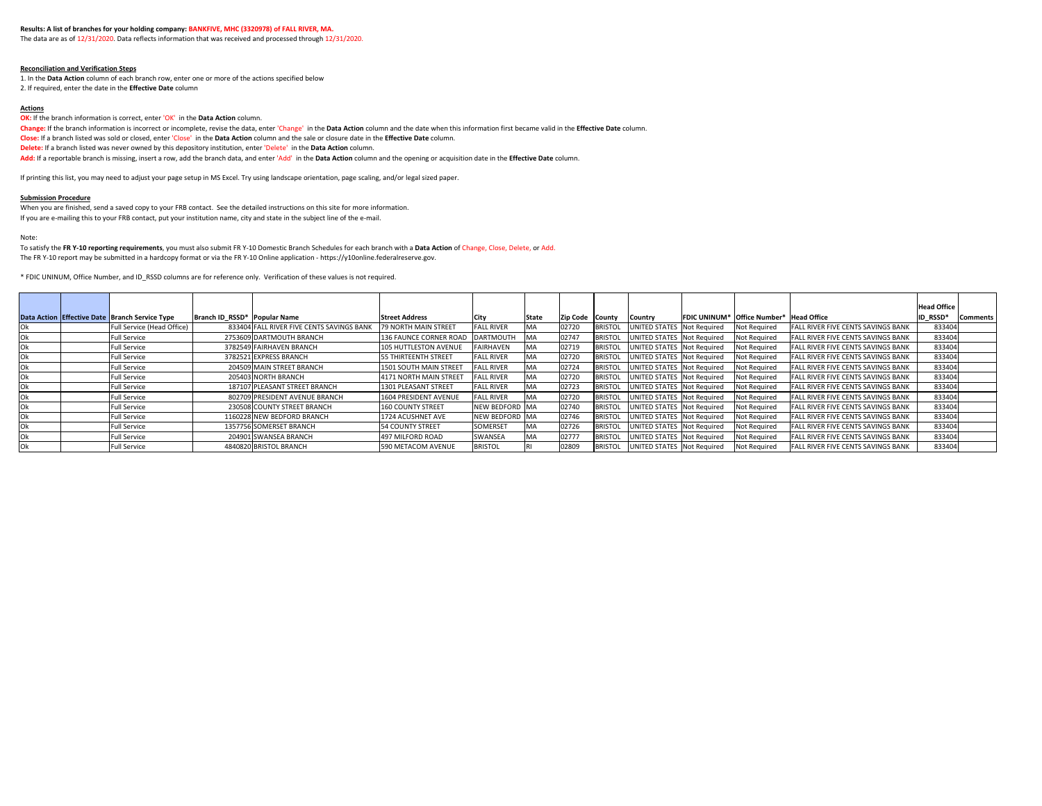**Results: A list of branches for your holding company: BANKFIVE, MHC (3320978) of FALL RIVER, MA.**

The data are as of 12/31/2020. Data reflects information that was received and processed through 12/31/2020.

**Reconciliation and Verification Steps**

1. In the **Data Action** column of each branch row, enter one or more of the actions specified below
2. If required, enter the date in the **Effective Date** column

**Actions**

**OK:** If the branch information is correct, enter 'OK' in the **Data Action** column.

**Change:** If the branch information is incorrect or incomplete, revise the data, enter 'Change' in the **Data Action** column and the date when this information first became valid in the **Effective Date** column.

**Close:** If a branch listed was sold or closed, enter 'Close' in the **Data Action** column and the sale or closure date in the **Effective Date** column.

**Delete:** If a branch listed was never owned by this depository institution, enter 'Delete' in the **Data Action** column.

**Add:** If a reportable branch is missing, insert a row, add the branch data, and enter 'Add' in the **Data Action** column and the opening or acquisition date in the **Effective Date** column.

If printing this list, you may need to adjust your page setup in MS Excel. Try using landscape orientation, page scaling, and/or legal sized paper.

**Submission Procedure**

When you are finished, send a saved copy to your FRB contact. See the detailed instructions on this site for more information.

If you are e-mailing this to your FRB contact, put your institution name, city and state in the subject line of the e-mail.

Note:

To satisfy the **FR Y-10 reporting requirements**, you must also submit FR Y-10 Domestic Branch Schedules for each branch with a **Data Action** of Change, Close, Delete, or Add.

The FR Y-10 report may be submitted in a hardcopy format or via the FR Y-10 Online application - https://y10online.federalreserve.gov.

* FDIC UNINUM, Office Number, and ID_RSSD columns are for reference only. Verification of these values is not required.

| Data Action | Effective Date | Branch Service Type | Branch ID_RSSD* | Popular Name | Street Address | City | State | Zip Code | County | Country | FDIC UNINUM* | Office Number* | Head Office | Head Office ID_RSSD* | Comments |
|---|---|---|---|---|---|---|---|---|---|---|---|---|---|---|---|
| Ok | | Full Service (Head Office) | 833404 | FALL RIVER FIVE CENTS SAVINGS BANK | 79 NORTH MAIN STREET | FALL RIVER | MA | 02720 | BRISTOL | UNITED STATES | Not Required | Not Required | FALL RIVER FIVE CENTS SAVINGS BANK | 833404 | |
| Ok | | Full Service | 2753609 | DARTMOUTH BRANCH | 136 FAUNCE CORNER ROAD | DARTMOUTH | MA | 02747 | BRISTOL | UNITED STATES | Not Required | Not Required | FALL RIVER FIVE CENTS SAVINGS BANK | 833404 | |
| Ok | | Full Service | 3782549 | FAIRHAVEN BRANCH | 105 HUTTLESTON AVENUE | FAIRHAVEN | MA | 02719 | BRISTOL | UNITED STATES | Not Required | Not Required | FALL RIVER FIVE CENTS SAVINGS BANK | 833404 | |
| Ok | | Full Service | 3782521 | EXPRESS BRANCH | 55 THIRTEENTH STREET | FALL RIVER | MA | 02720 | BRISTOL | UNITED STATES | Not Required | Not Required | FALL RIVER FIVE CENTS SAVINGS BANK | 833404 | |
| Ok | | Full Service | 204509 | MAIN STREET BRANCH | 1501 SOUTH MAIN STREET | FALL RIVER | MA | 02724 | BRISTOL | UNITED STATES | Not Required | Not Required | FALL RIVER FIVE CENTS SAVINGS BANK | 833404 | |
| Ok | | Full Service | 205403 | NORTH BRANCH | 4171 NORTH MAIN STREET | FALL RIVER | MA | 02720 | BRISTOL | UNITED STATES | Not Required | Not Required | FALL RIVER FIVE CENTS SAVINGS BANK | 833404 | |
| Ok | | Full Service | 187107 | PLEASANT STREET BRANCH | 1301 PLEASANT STREET | FALL RIVER | MA | 02723 | BRISTOL | UNITED STATES | Not Required | Not Required | FALL RIVER FIVE CENTS SAVINGS BANK | 833404 | |
| Ok | | Full Service | 802709 | PRESIDENT AVENUE BRANCH | 1604 PRESIDENT AVENUE | FALL RIVER | MA | 02720 | BRISTOL | UNITED STATES | Not Required | Not Required | FALL RIVER FIVE CENTS SAVINGS BANK | 833404 | |
| Ok | | Full Service | 230508 | COUNTY STREET BRANCH | 160 COUNTY STREET | NEW BEDFORD | MA | 02740 | BRISTOL | UNITED STATES | Not Required | Not Required | FALL RIVER FIVE CENTS SAVINGS BANK | 833404 | |
| Ok | | Full Service | 1160228 | NEW BEDFORD BRANCH | 1724 ACUSHNET AVE | NEW BEDFORD | MA | 02746 | BRISTOL | UNITED STATES | Not Required | Not Required | FALL RIVER FIVE CENTS SAVINGS BANK | 833404 | |
| Ok | | Full Service | 1357756 | SOMERSET BRANCH | 54 COUNTY STREET | SOMERSET | MA | 02726 | BRISTOL | UNITED STATES | Not Required | Not Required | FALL RIVER FIVE CENTS SAVINGS BANK | 833404 | |
| Ok | | Full Service | 204901 | SWANSEA BRANCH | 497 MILFORD ROAD | SWANSEA | MA | 02777 | BRISTOL | UNITED STATES | Not Required | Not Required | FALL RIVER FIVE CENTS SAVINGS BANK | 833404 | |
| Ok | | Full Service | 4840820 | BRISTOL BRANCH | 590 METACOM AVENUE | BRISTOL | RI | 02809 | BRISTOL | UNITED STATES | Not Required | Not Required | FALL RIVER FIVE CENTS SAVINGS BANK | 833404 | |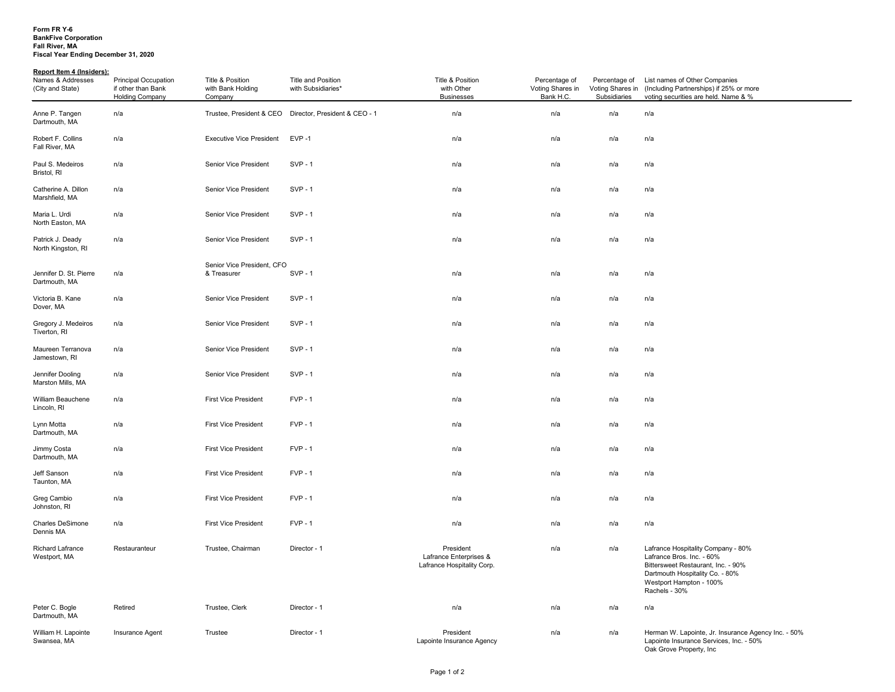**Form FR Y-6**
**BankFive Corporation**
**Fall River, MA**
**Fiscal Year Ending December 31, 2020**

**Report Item 4 (Insiders):**

| Names & Addresses (City and State) | Principal Occupation if other than Bank Holding Company | Title & Position with Bank Holding Company | Title and Position with Subsidiaries* | Title & Position with Other Businesses | Percentage of Voting Shares in Bank H.C. | Percentage of Voting Shares in Subsidiaries | List names of Other Companies (Including Partnerships) if 25% or more voting securities are held. Name & % |
|---|---|---|---|---|---|---|---|
| Anne P. Tangen<br>Dartmouth, MA | n/a | Trustee, President & CEO | Director, President & CEO - 1 | n/a | n/a | n/a | n/a |
| Robert F. Collins<br>Fall River, MA | n/a | Executive Vice President | EVP -1 | n/a | n/a | n/a | n/a |
| Paul S. Medeiros<br>Bristol, RI | n/a | Senior Vice President | SVP - 1 | n/a | n/a | n/a | n/a |
| Catherine A. Dillon<br>Marshfield, MA | n/a | Senior Vice President | SVP - 1 | n/a | n/a | n/a | n/a |
| Maria L. Urdi<br>North Easton, MA | n/a | Senior Vice President | SVP - 1 | n/a | n/a | n/a | n/a |
| Patrick J. Deady<br>North Kingston, RI | n/a | Senior Vice President | SVP - 1 | n/a | n/a | n/a | n/a |
| Jennifer D. St. Pierre<br>Dartmouth, MA | n/a | Senior Vice President, CFO & Treasurer | SVP - 1 | n/a | n/a | n/a | n/a |
| Victoria B. Kane<br>Dover, MA | n/a | Senior Vice President | SVP - 1 | n/a | n/a | n/a | n/a |
| Gregory J. Medeiros<br>Tiverton, RI | n/a | Senior Vice President | SVP - 1 | n/a | n/a | n/a | n/a |
| Maureen Terranova<br>Jamestown, RI | n/a | Senior Vice President | SVP - 1 | n/a | n/a | n/a | n/a |
| Jennifer Dooling<br>Marston Mills, MA | n/a | Senior Vice President | SVP - 1 | n/a | n/a | n/a | n/a |
| William Beauchene<br>Lincoln, RI | n/a | First Vice President | FVP - 1 | n/a | n/a | n/a | n/a |
| Lynn Motta<br>Dartmouth, MA | n/a | First Vice President | FVP - 1 | n/a | n/a | n/a | n/a |
| Jimmy Costa<br>Dartmouth, MA | n/a | First Vice President | FVP - 1 | n/a | n/a | n/a | n/a |
| Jeff Sanson<br>Taunton, MA | n/a | First Vice President | FVP - 1 | n/a | n/a | n/a | n/a |
| Greg Cambio<br>Johnston, RI | n/a | First Vice President | FVP - 1 | n/a | n/a | n/a | n/a |
| Charles DeSimone<br>Dennis MA | n/a | First Vice President | FVP - 1 | n/a | n/a | n/a | n/a |
| Richard Lafrance<br>Westport, MA | Restauranteur | Trustee, Chairman | Director - 1 | President<br>Lafrance Enterprises &<br>Lafrance Hospitality Corp. | n/a | n/a | Lafrance Hospitality Company - 80%<br>Lafrance Bros. Inc. - 60%<br>Bittersweet Restaurant, Inc. - 90%<br>Dartmouth Hospitality Co. - 80%<br>Westport Hampton - 100%<br>Rachels - 30% |
| Peter C. Bogle<br>Dartmouth, MA | Retired | Trustee, Clerk | Director - 1 | n/a | n/a | n/a | n/a |
| William H. Lapointe<br>Swansea, MA | Insurance Agent | Trustee | Director - 1 | President<br>Lapointe Insurance Agency | n/a | n/a | Herman W. Lapointe, Jr. Insurance Agency Inc. - 50%<br>Lapointe Insurance Services, Inc. - 50%<br>Oak Grove Property, Inc |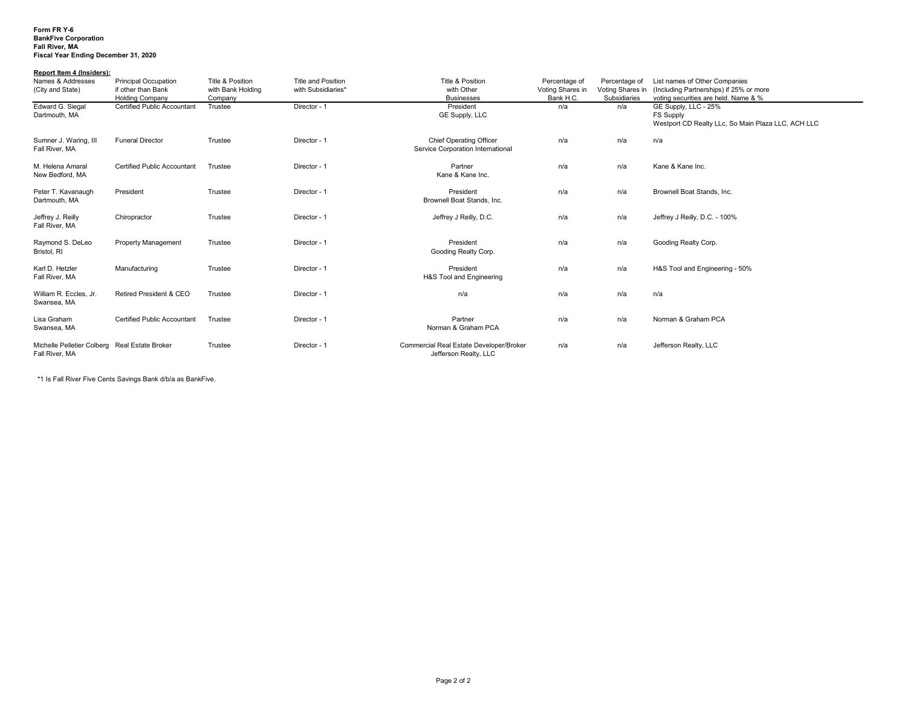**Form FR Y-6**
**BankFive Corporation**
**Fall River, MA**
**Fiscal Year Ending December 31, 2020**

**Report Item 4 (Insiders):**

| Names & Addresses (City and State) | Principal Occupation if other than Bank Holding Company | Title & Position with Bank Holding Company | Title and Position with Subsidiaries* | Title & Position with Other Businesses | Percentage of Voting Shares in Bank H.C. | Percentage of Voting Shares in Subsidiaries | List names of Other Companies (Including Partnerships) if 25% or more voting securities are held. Name & % |
|---|---|---|---|---|---|---|---|
| Edward G. Siegal<br>Dartmouth, MA | Certified Public Accountant | Trustee | Director - 1 | President<br>GE Supply, LLC | n/a | n/a | GE Supply, LLC - 25%<br>FS Supply<br>Westport CD Realty LLc, So Main Plaza LLC, ACH LLC |
| Sumner J. Waring, III<br>Fall River, MA | Funeral Director | Trustee | Director - 1 | Chief Operating Officer<br>Service Corporation International | n/a | n/a | n/a |
| M. Helena Amaral<br>New Bedford, MA | Certified Public Accountant | Trustee | Director - 1 | Partner<br>Kane & Kane Inc. | n/a | n/a | Kane & Kane Inc. |
| Peter T. Kavanaugh<br>Dartmouth, MA | President | Trustee | Director - 1 | President<br>Brownell Boat Stands, Inc. | n/a | n/a | Brownell Boat Stands, Inc. |
| Jeffrey J. Reilly<br>Fall River, MA | Chiropractor | Trustee | Director - 1 | Jeffrey J Reilly, D.C. | n/a | n/a | Jeffrey J Reilly, D.C. - 100% |
| Raymond S. DeLeo<br>Bristol, RI | Property Management | Trustee | Director - 1 | President<br>Gooding Realty Corp. | n/a | n/a | Gooding Realty Corp. |
| Karl D. Hetzler<br>Fall River, MA | Manufacturing | Trustee | Director - 1 | President<br>H&S Tool and Engineering | n/a | n/a | H&S Tool and Engineering - 50% |
| William R. Eccles, Jr.<br>Swansea, MA | Retired President & CEO | Trustee | Director - 1 | n/a | n/a | n/a | n/a |
| Lisa Graham<br>Swansea, MA | Certified Public Accountant | Trustee | Director - 1 | Partner<br>Norman & Graham PCA | n/a | n/a | Norman & Graham PCA |
| Michelle Pelletier Colberg<br>Fall River, MA | Real Estate Broker | Trustee | Director - 1 | Commercial Real Estate Developer/Broker<br>Jefferson Realty, LLC | n/a | n/a | Jefferson Realty, LLC |

*1 Is Fall River Five Cents Savings Bank d/b/a as BankFive.